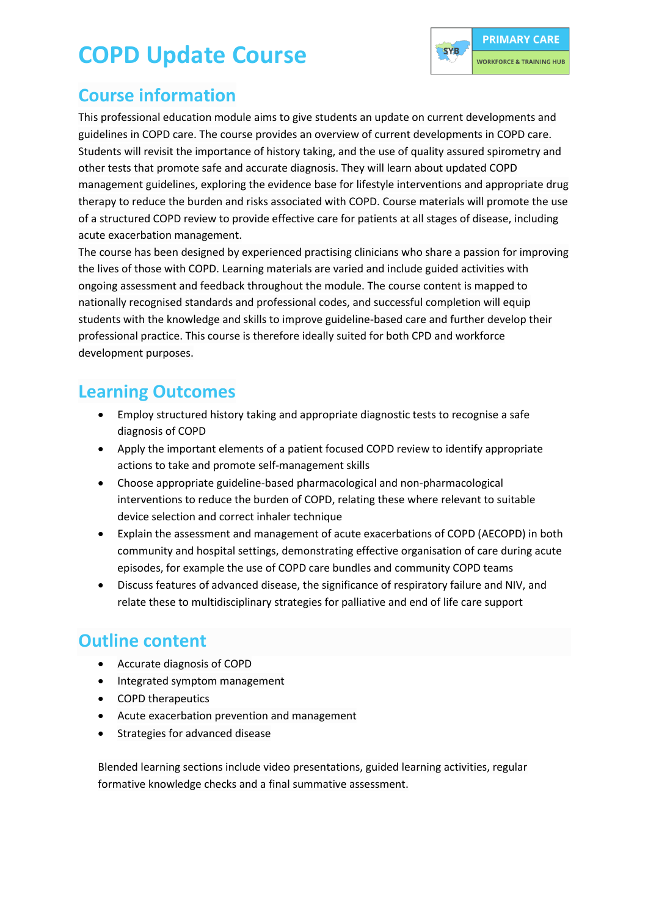# COPD Update Course

## Course information

This professional education module aims to give students an update on current developments and guidelines in COPD care. The course provides an overview of current developments in COPD care. Students will revisit the importance of history taking, and the use of quality assured spirometry and other tests that promote safe and accurate diagnosis. They will learn about updated COPD management guidelines, exploring the evidence base for lifestyle interventions and appropriate drug therapy to reduce the burden and risks associated with COPD. Course materials will promote the use of a structured COPD review to provide effective care for patients at all stages of disease, including acute exacerbation management.

The course has been designed by experienced practising clinicians who share a passion for improving the lives of those with COPD. Learning materials are varied and include guided activities with ongoing assessment and feedback throughout the module. The course content is mapped to nationally recognised standards and professional codes, and successful completion will equip students with the knowledge and skills to improve guideline-based care and further develop their professional practice. This course is therefore ideally suited for both CPD and workforce development purposes.

## Learning Outcomes

- Employ structured history taking and appropriate diagnostic tests to recognise a safe diagnosis of COPD
- Apply the important elements of a patient focused COPD review to identify appropriate actions to take and promote self-management skills
- Choose appropriate guideline-based pharmacological and non-pharmacological interventions to reduce the burden of COPD, relating these where relevant to suitable device selection and correct inhaler technique
- Explain the assessment and management of acute exacerbations of COPD (AECOPD) in both community and hospital settings, demonstrating effective organisation of care during acute episodes, for example the use of COPD care bundles and community COPD teams
- Discuss features of advanced disease, the significance of respiratory failure and NIV, and relate these to multidisciplinary strategies for palliative and end of life care support

## Outline content

- Accurate diagnosis of COPD
- Integrated symptom management
- COPD therapeutics
- Acute exacerbation prevention and management
- Strategies for advanced disease

Blended learning sections include video presentations, guided learning activities, regular formative knowledge checks and a final summative assessment.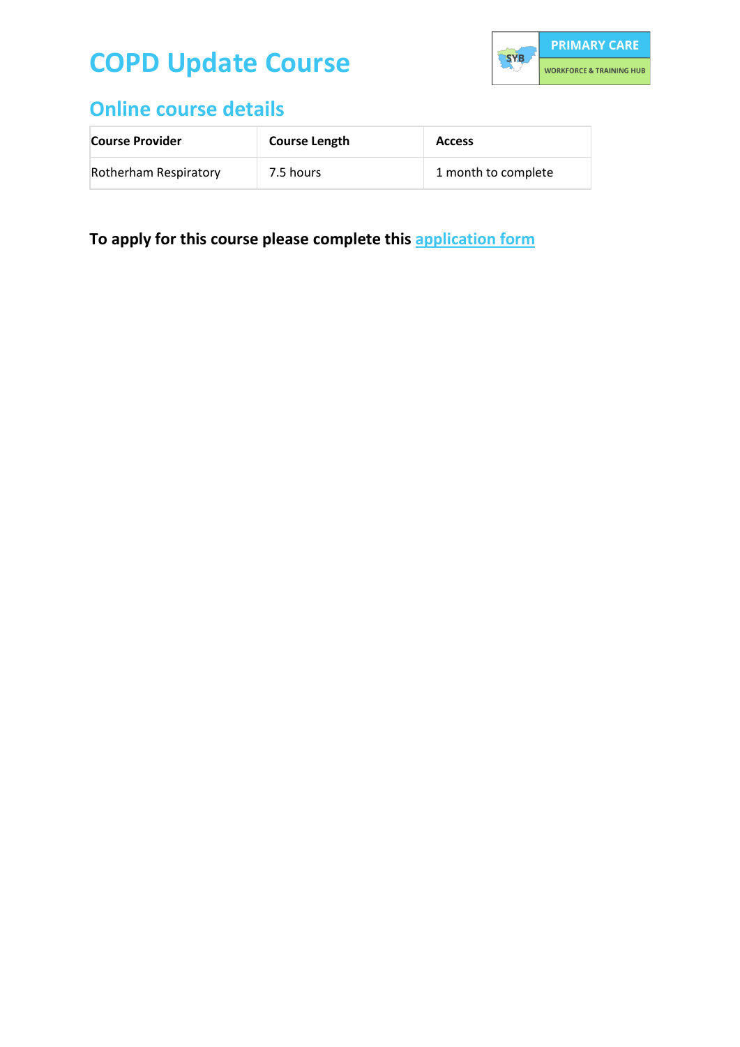# COPD Update Course

## Online course details

| Course Provider | Course Length | Access |
|---|---|---|
| Rotherham Respiratory | 7.5 hours | 1 month to complete |

**To apply for this course please complete this application form**